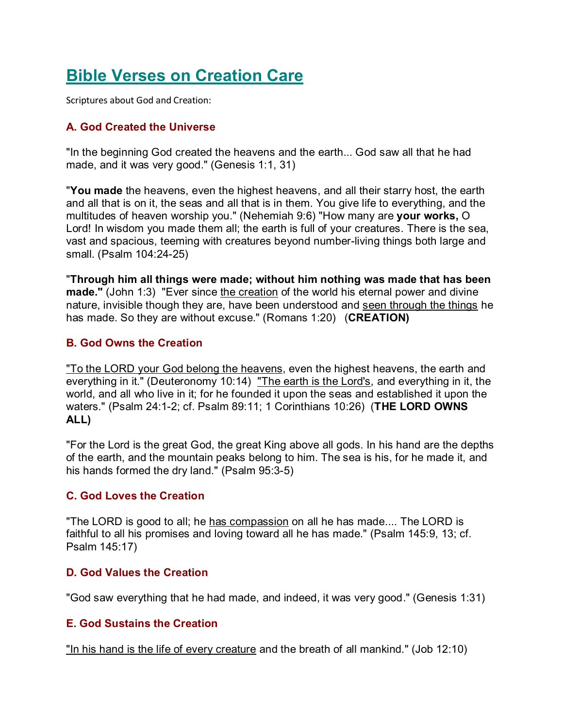# Bible Verses on Creation Care

Scriptures about God and Creation:

## A. God Created the Universe

"In the beginning God created the heavens and the earth... God saw all that he had made, and it was very good." (Genesis 1:1, 31)

"**You made** the heavens, even the highest heavens, and all their starry host, the earth and all that is on it, the seas and all that is in them. You give life to everything, and the multitudes of heaven worship you." (Nehemiah 9:6) "How many are **your works,** O Lord! In wisdom you made them all; the earth is full of your creatures. There is the sea, vast and spacious, teeming with creatures beyond number-living things both large and small. (Psalm 104:24-25)

"**Through him all things were made; without him nothing was made that has been made."** (John 1:3) "Ever since <u>the creation</u> of the world his eternal power and divine nature, invisible though they are, have been understood and <u>seen through the things</u> he has made. So they are without excuse." (Romans 1:20) (**CREATION)**

## B. God Owns the Creation

<u>"To the LORD your God belong the heavens</u>, even the highest heavens, the earth and everything in it." (Deuteronomy 10:14) <u>"The earth is the Lord's</u>, and everything in it, the world, and all who live in it; for he founded it upon the seas and established it upon the waters." (Psalm 24:1-2; cf. Psalm 89:11; 1 Corinthians 10:26) (**THE LORD OWNS ALL)**

"For the Lord is the great God, the great King above all gods. In his hand are the depths of the earth, and the mountain peaks belong to him. The sea is his, for he made it, and his hands formed the dry land." (Psalm 95:3-5)

## C. God Loves the Creation

"The LORD is good to all; he <u>has compassion</u> on all he has made.... The LORD is faithful to all his promises and loving toward all he has made." (Psalm 145:9, 13; cf. Psalm 145:17)

## D. God Values the Creation

"God saw everything that he had made, and indeed, it was very good." (Genesis 1:31)

## E. God Sustains the Creation

<u>"In his hand is the life of every creature</u> and the breath of all mankind." (Job 12:10)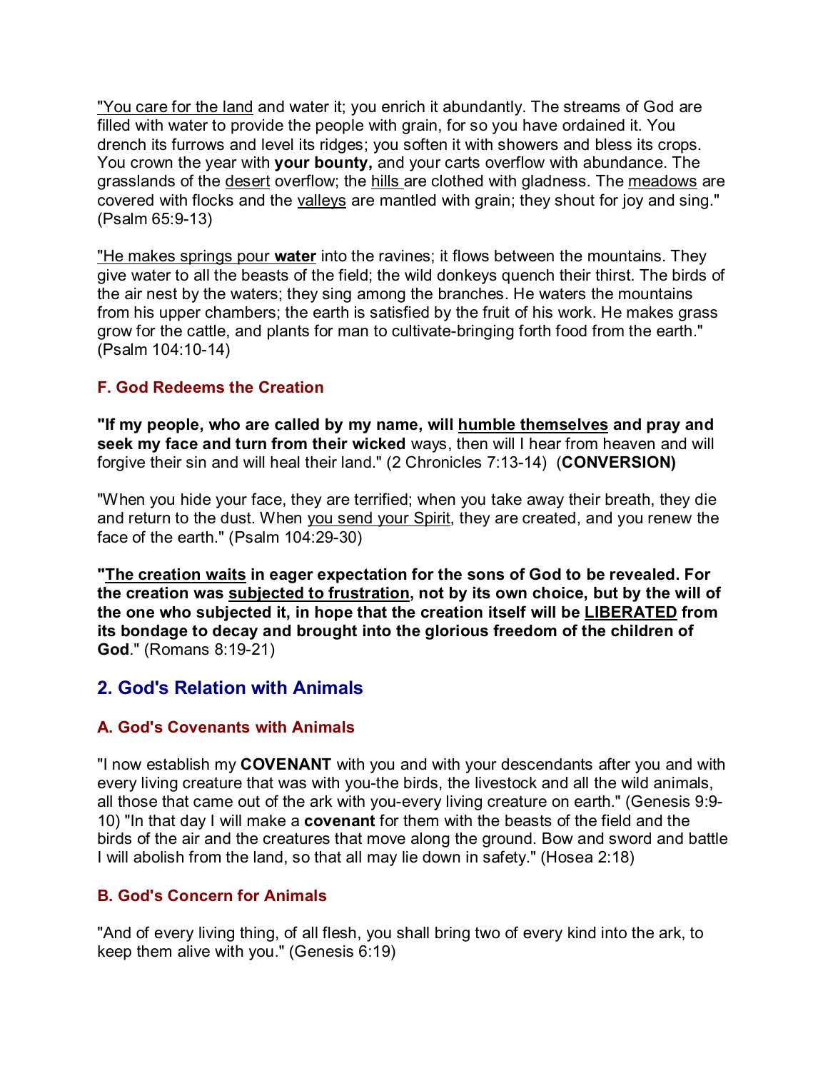"You care for the land and water it; you enrich it abundantly. The streams of God are filled with water to provide the people with grain, for so you have ordained it. You drench its furrows and level its ridges; you soften it with showers and bless its crops. You crown the year with **your bounty,** and your carts overflow with abundance. The grasslands of the desert overflow; the hills are clothed with gladness. The meadows are covered with flocks and the valleys are mantled with grain; they shout for joy and sing." (Psalm 65:9-13)

"He makes springs pour **water** into the ravines; it flows between the mountains. They give water to all the beasts of the field; the wild donkeys quench their thirst. The birds of the air nest by the waters; they sing among the branches. He waters the mountains from his upper chambers; the earth is satisfied by the fruit of his work. He makes grass grow for the cattle, and plants for man to cultivate-bringing forth food from the earth." (Psalm 104:10-14)

### F. God Redeems the Creation

**"If my people, who are called by my name, will humble themselves and pray and seek my face and turn from their wicked** ways, then will I hear from heaven and will forgive their sin and will heal their land." (2 Chronicles 7:13-14) (**CONVERSION)**

"When you hide your face, they are terrified; when you take away their breath, they die and return to the dust. When you send your Spirit, they are created, and you renew the face of the earth." (Psalm 104:29-30)

**"The creation waits in eager expectation for the sons of God to be revealed. For the creation was subjected to frustration, not by its own choice, but by the will of the one who subjected it, in hope that the creation itself will be LIBERATED from its bondage to decay and brought into the glorious freedom of the children of God**." (Romans 8:19-21)

## 2. God's Relation with Animals

### A. God's Covenants with Animals

"I now establish my **COVENANT** with you and with your descendants after you and with every living creature that was with you-the birds, the livestock and all the wild animals, all those that came out of the ark with you-every living creature on earth." (Genesis 9:9-10) "In that day I will make a **covenant** for them with the beasts of the field and the birds of the air and the creatures that move along the ground. Bow and sword and battle I will abolish from the land, so that all may lie down in safety." (Hosea 2:18)

### B. God's Concern for Animals

"And of every living thing, of all flesh, you shall bring two of every kind into the ark, to keep them alive with you." (Genesis 6:19)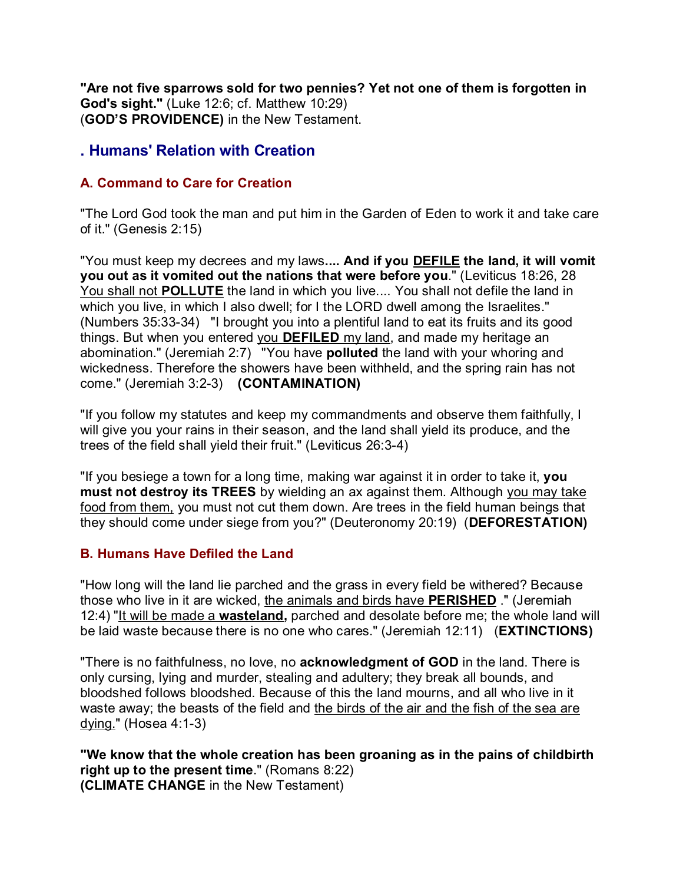**"Are not five sparrows sold for two pennies? Yet not one of them is forgotten in God's sight."** (Luke 12:6; cf. Matthew 10:29)
(**GOD'S PROVIDENCE)** in the New Testament.

## . Humans' Relation with Creation

### A. Command to Care for Creation

"The Lord God took the man and put him in the Garden of Eden to work it and take care of it." (Genesis 2:15)

"You must keep my decrees and my laws**.... And if you DEFILE the land, it will vomit you out as it vomited out the nations that were before you**." (Leviticus 18:26, 28 You shall not **POLLUTE** the land in which you live.... You shall not defile the land in which you live, in which I also dwell; for I the LORD dwell among the Israelites." (Numbers 35:33-34) "I brought you into a plentiful land to eat its fruits and its good things. But when you entered you **DEFILED** my land, and made my heritage an abomination." (Jeremiah 2:7) "You have **polluted** the land with your whoring and wickedness. Therefore the showers have been withheld, and the spring rain has not come." (Jeremiah 3:2-3) **(CONTAMINATION)**

"If you follow my statutes and keep my commandments and observe them faithfully, I will give you your rains in their season, and the land shall yield its produce, and the trees of the field shall yield their fruit." (Leviticus 26:3-4)

"If you besiege a town for a long time, making war against it in order to take it, **you must not destroy its TREES** by wielding an ax against them. Although you may take food from them, you must not cut them down. Are trees in the field human beings that they should come under siege from you?" (Deuteronomy 20:19) (**DEFORESTATION)**

### B. Humans Have Defiled the Land

"How long will the land lie parched and the grass in every field be withered? Because those who live in it are wicked, the animals and birds have **PERISHED** ." (Jeremiah 12:4) "It will be made a **wasteland,** parched and desolate before me; the whole land will be laid waste because there is no one who cares." (Jeremiah 12:11) (**EXTINCTIONS)**

"There is no faithfulness, no love, no **acknowledgment of GOD** in the land. There is only cursing, lying and murder, stealing and adultery; they break all bounds, and bloodshed follows bloodshed. Because of this the land mourns, and all who live in it waste away; the beasts of the field and the birds of the air and the fish of the sea are dying." (Hosea 4:1-3)

**"We know that the whole creation has been groaning as in the pains of childbirth right up to the present time**." (Romans 8:22)
**(CLIMATE CHANGE** in the New Testament)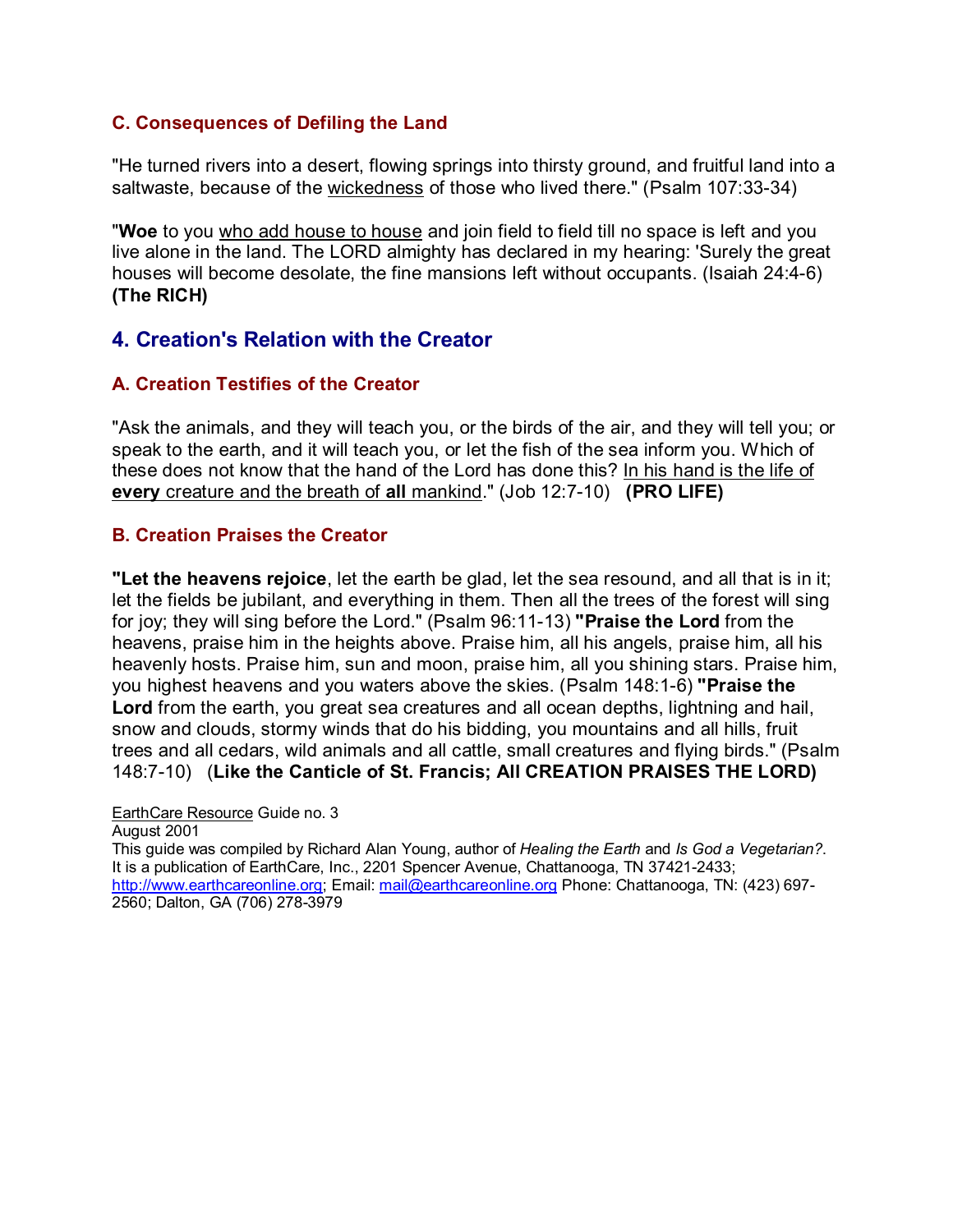### C. Consequences of Defiling the Land

"He turned rivers into a desert, flowing springs into thirsty ground, and fruitful land into a saltwaste, because of the wickedness of those who lived there." (Psalm 107:33-34)

"**Woe** to you who add house to house and join field to field till no space is left and you live alone in the land. The LORD almighty has declared in my hearing: 'Surely the great houses will become desolate, the fine mansions left without occupants. (Isaiah 24:4-6) **(The RICH)**

## 4. Creation's Relation with the Creator

### A. Creation Testifies of the Creator

"Ask the animals, and they will teach you, or the birds of the air, and they will tell you; or speak to the earth, and it will teach you, or let the fish of the sea inform you. Which of these does not know that the hand of the Lord has done this? In his hand is the life of **every** creature and the breath of **all** mankind." (Job 12:7-10) **(PRO LIFE)**

### B. Creation Praises the Creator

**"Let the heavens rejoice**, let the earth be glad, let the sea resound, and all that is in it; let the fields be jubilant, and everything in them. Then all the trees of the forest will sing for joy; they will sing before the Lord." (Psalm 96:11-13) **"Praise the Lord** from the heavens, praise him in the heights above. Praise him, all his angels, praise him, all his heavenly hosts. Praise him, sun and moon, praise him, all you shining stars. Praise him, you highest heavens and you waters above the skies. (Psalm 148:1-6) **"Praise the Lord** from the earth, you great sea creatures and all ocean depths, lightning and hail, snow and clouds, stormy winds that do his bidding, you mountains and all hills, fruit trees and all cedars, wild animals and all cattle, small creatures and flying birds." (Psalm 148:7-10) (**Like the Canticle of St. Francis; All CREATION PRAISES THE LORD)**

EarthCare Resource Guide no. 3
August 2001
This guide was compiled by Richard Alan Young, author of *Healing the Earth* and *Is God a Vegetarian?*. It is a publication of EarthCare, Inc., 2201 Spencer Avenue, Chattanooga, TN 37421-2433; http://www.earthcareonline.org; Email: mail@earthcareonline.org Phone: Chattanooga, TN: (423) 697-2560; Dalton, GA (706) 278-3979